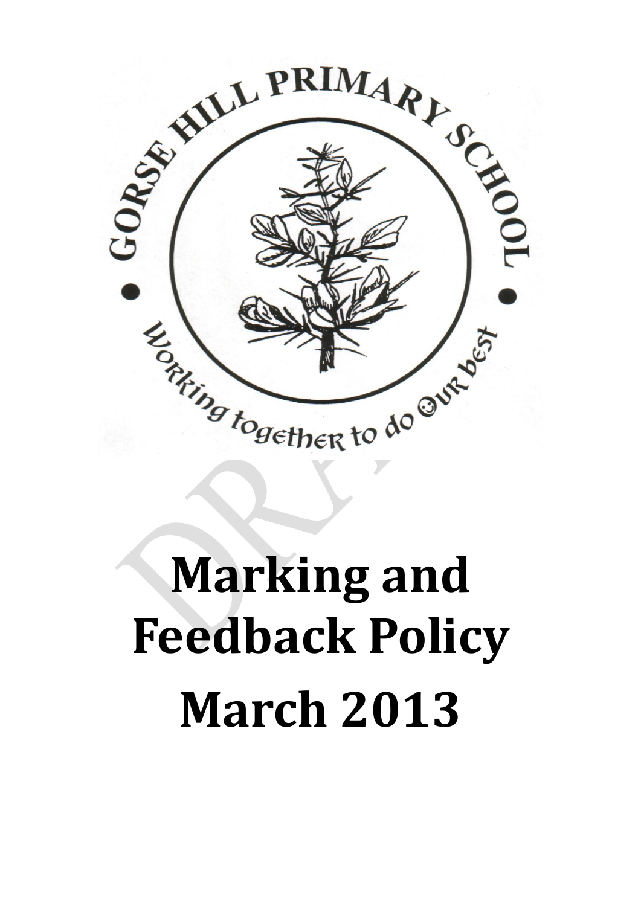GORSE HILL PRIMARY SCHOOL

Working together to do our best

# Marking and Feedback Policy

# March 2013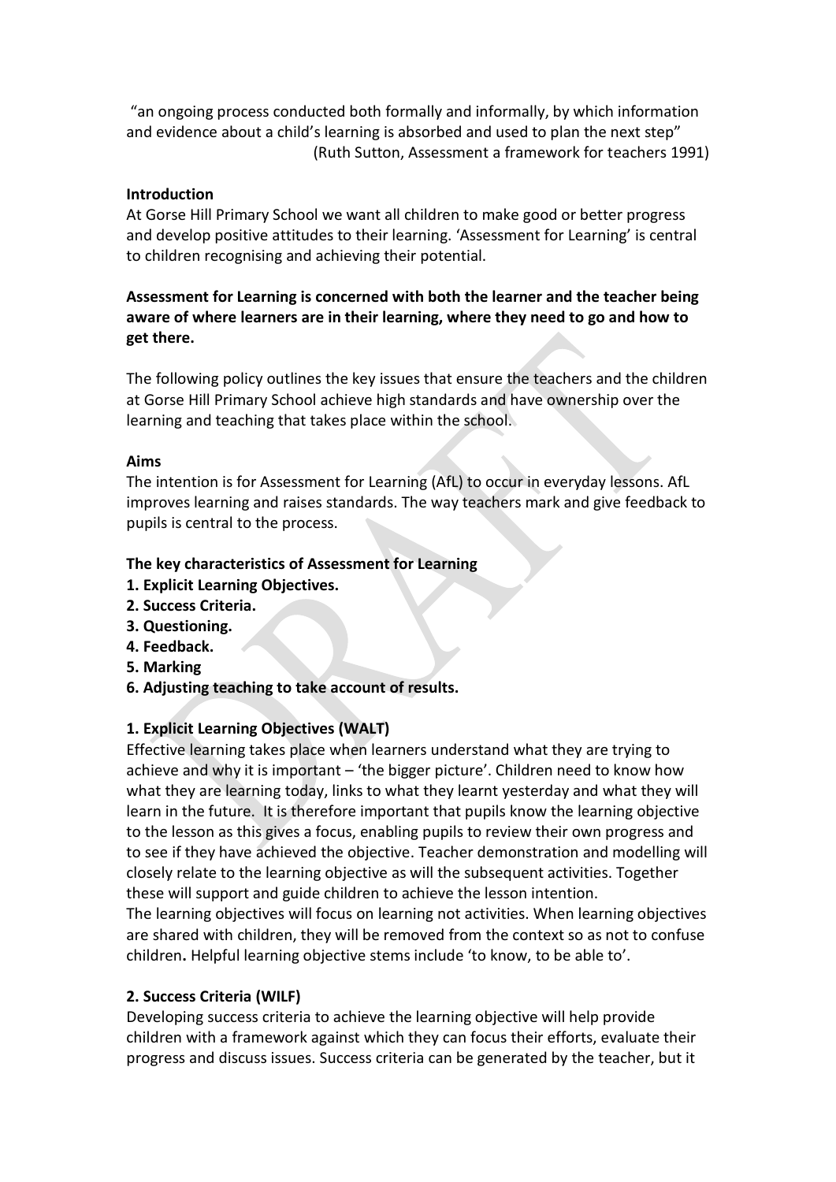"an ongoing process conducted both formally and informally, by which information and evidence about a child's learning is absorbed and used to plan the next step"
(Ruth Sutton, Assessment a framework for teachers 1991)

**Introduction**

At Gorse Hill Primary School we want all children to make good or better progress and develop positive attitudes to their learning. 'Assessment for Learning' is central to children recognising and achieving their potential.

**Assessment for Learning is concerned with both the learner and the teacher being aware of where learners are in their learning, where they need to go and how to get there.**

The following policy outlines the key issues that ensure the teachers and the children at Gorse Hill Primary School achieve high standards and have ownership over the learning and teaching that takes place within the school.

**Aims**

The intention is for Assessment for Learning (AfL) to occur in everyday lessons. AfL improves learning and raises standards. The way teachers mark and give feedback to pupils is central to the process.

**The key characteristics of Assessment for Learning**

1. **Explicit Learning Objectives.**
2. **Success Criteria.**
3. **Questioning.**
4. **Feedback.**
5. **Marking**
6. **Adjusting teaching to take account of results.**

**1. Explicit Learning Objectives (WALT)**

Effective learning takes place when learners understand what they are trying to achieve and why it is important – 'the bigger picture'. Children need to know how what they are learning today, links to what they learnt yesterday and what they will learn in the future. It is therefore important that pupils know the learning objective to the lesson as this gives a focus, enabling pupils to review their own progress and to see if they have achieved the objective. Teacher demonstration and modelling will closely relate to the learning objective as will the subsequent activities. Together these will support and guide children to achieve the lesson intention.
The learning objectives will focus on learning not activities. When learning objectives are shared with children, they will be removed from the context so as not to confuse children**.** Helpful learning objective stems include 'to know, to be able to'.

**2. Success Criteria (WILF)**

Developing success criteria to achieve the learning objective will help provide children with a framework against which they can focus their efforts, evaluate their progress and discuss issues. Success criteria can be generated by the teacher, but it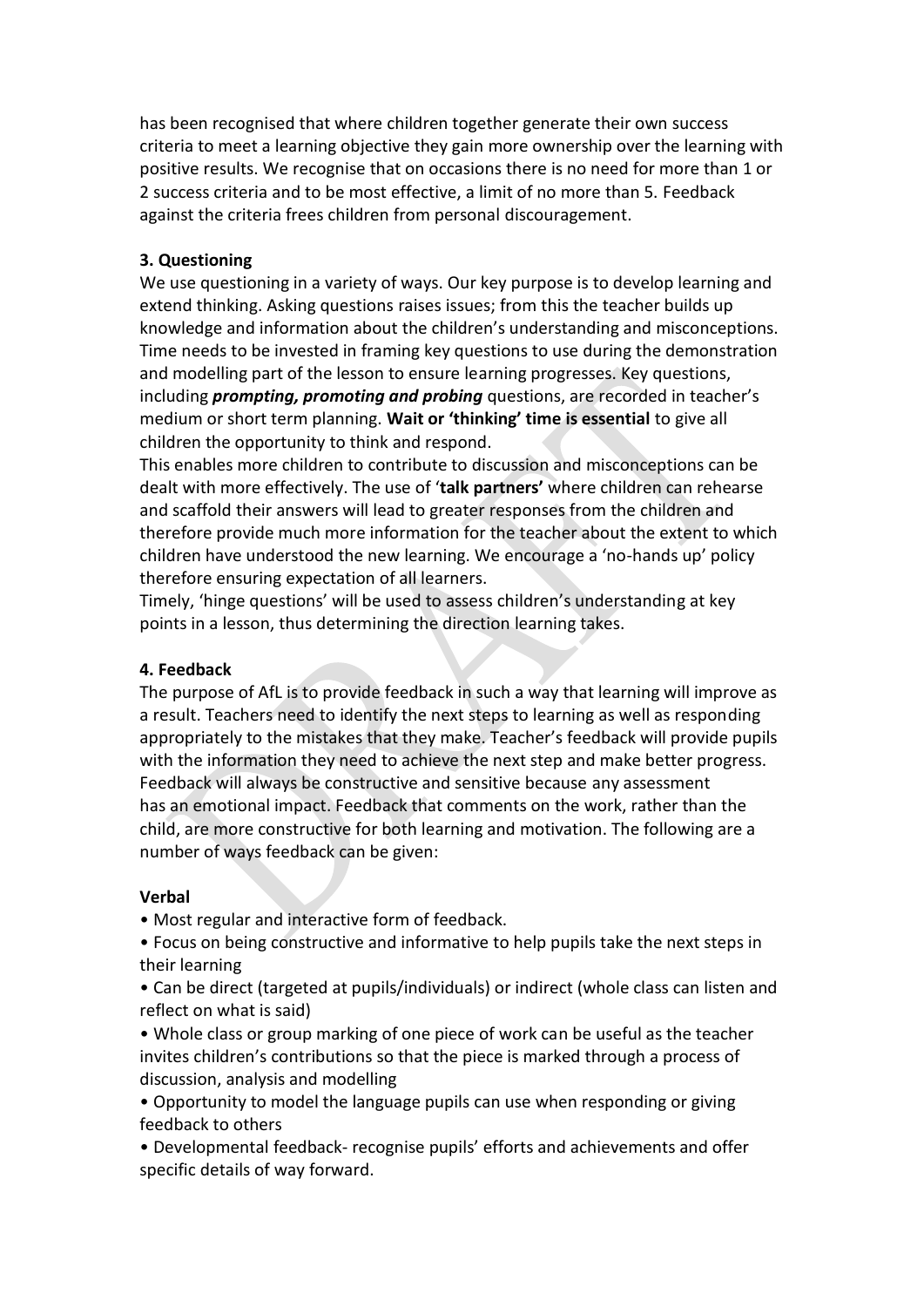has been recognised that where children together generate their own success criteria to meet a learning objective they gain more ownership over the learning with positive results. We recognise that on occasions there is no need for more than 1 or 2 success criteria and to be most effective, a limit of no more than 5. Feedback against the criteria frees children from personal discouragement.

### 3. Questioning

We use questioning in a variety of ways. Our key purpose is to develop learning and extend thinking. Asking questions raises issues; from this the teacher builds up knowledge and information about the children's understanding and misconceptions. Time needs to be invested in framing key questions to use during the demonstration and modelling part of the lesson to ensure learning progresses. Key questions, including ***prompting, promoting and probing*** questions, are recorded in teacher's medium or short term planning. **Wait or 'thinking' time is essential** to give all children the opportunity to think and respond.

This enables more children to contribute to discussion and misconceptions can be dealt with more effectively. The use of '**talk partners'** where children can rehearse and scaffold their answers will lead to greater responses from the children and therefore provide much more information for the teacher about the extent to which children have understood the new learning. We encourage a 'no-hands up' policy therefore ensuring expectation of all learners.

Timely, 'hinge questions' will be used to assess children's understanding at key points in a lesson, thus determining the direction learning takes.

### 4. Feedback

The purpose of AfL is to provide feedback in such a way that learning will improve as a result. Teachers need to identify the next steps to learning as well as responding appropriately to the mistakes that they make. Teacher's feedback will provide pupils with the information they need to achieve the next step and make better progress. Feedback will always be constructive and sensitive because any assessment has an emotional impact. Feedback that comments on the work, rather than the child, are more constructive for both learning and motivation. The following are a number of ways feedback can be given:

**Verbal**

- Most regular and interactive form of feedback.
- Focus on being constructive and informative to help pupils take the next steps in their learning
- Can be direct (targeted at pupils/individuals) or indirect (whole class can listen and reflect on what is said)
- Whole class or group marking of one piece of work can be useful as the teacher invites children's contributions so that the piece is marked through a process of discussion, analysis and modelling
- Opportunity to model the language pupils can use when responding or giving feedback to others
- Developmental feedback- recognise pupils' efforts and achievements and offer specific details of way forward.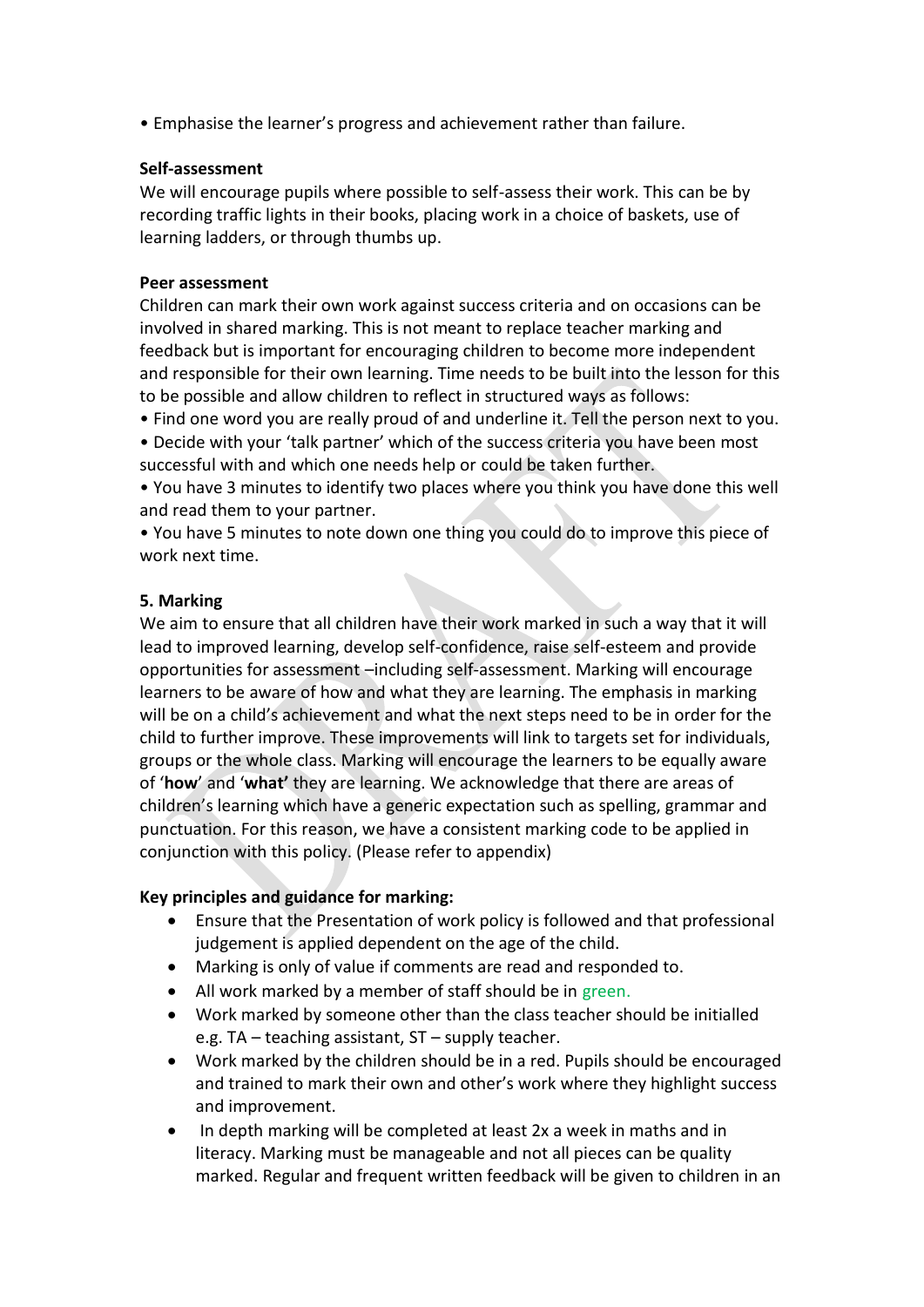• Emphasise the learner's progress and achievement rather than failure.

**Self-assessment**

We will encourage pupils where possible to self-assess their work. This can be by recording traffic lights in their books, placing work in a choice of baskets, use of learning ladders, or through thumbs up.

**Peer assessment**

Children can mark their own work against success criteria and on occasions can be involved in shared marking. This is not meant to replace teacher marking and feedback but is important for encouraging children to become more independent and responsible for their own learning. Time needs to be built into the lesson for this to be possible and allow children to reflect in structured ways as follows:

• Find one word you are really proud of and underline it. Tell the person next to you.

• Decide with your 'talk partner' which of the success criteria you have been most successful with and which one needs help or could be taken further.

• You have 3 minutes to identify two places where you think you have done this well and read them to your partner.

• You have 5 minutes to note down one thing you could do to improve this piece of work next time.

**5. Marking**

We aim to ensure that all children have their work marked in such a way that it will lead to improved learning, develop self-confidence, raise self-esteem and provide opportunities for assessment –including self-assessment. Marking will encourage learners to be aware of how and what they are learning. The emphasis in marking will be on a child's achievement and what the next steps need to be in order for the child to further improve. These improvements will link to targets set for individuals, groups or the whole class. Marking will encourage the learners to be equally aware of '**how**' and '**what'** they are learning. We acknowledge that there are areas of children's learning which have a generic expectation such as spelling, grammar and punctuation. For this reason, we have a consistent marking code to be applied in conjunction with this policy. (Please refer to appendix)

**Key principles and guidance for marking:**

- Ensure that the Presentation of work policy is followed and that professional judgement is applied dependent on the age of the child.
- Marking is only of value if comments are read and responded to.
- All work marked by a member of staff should be in green.
- Work marked by someone other than the class teacher should be initialled e.g. TA – teaching assistant, ST – supply teacher.
- Work marked by the children should be in a red. Pupils should be encouraged and trained to mark their own and other's work where they highlight success and improvement.
- In depth marking will be completed at least 2x a week in maths and in literacy. Marking must be manageable and not all pieces can be quality marked. Regular and frequent written feedback will be given to children in an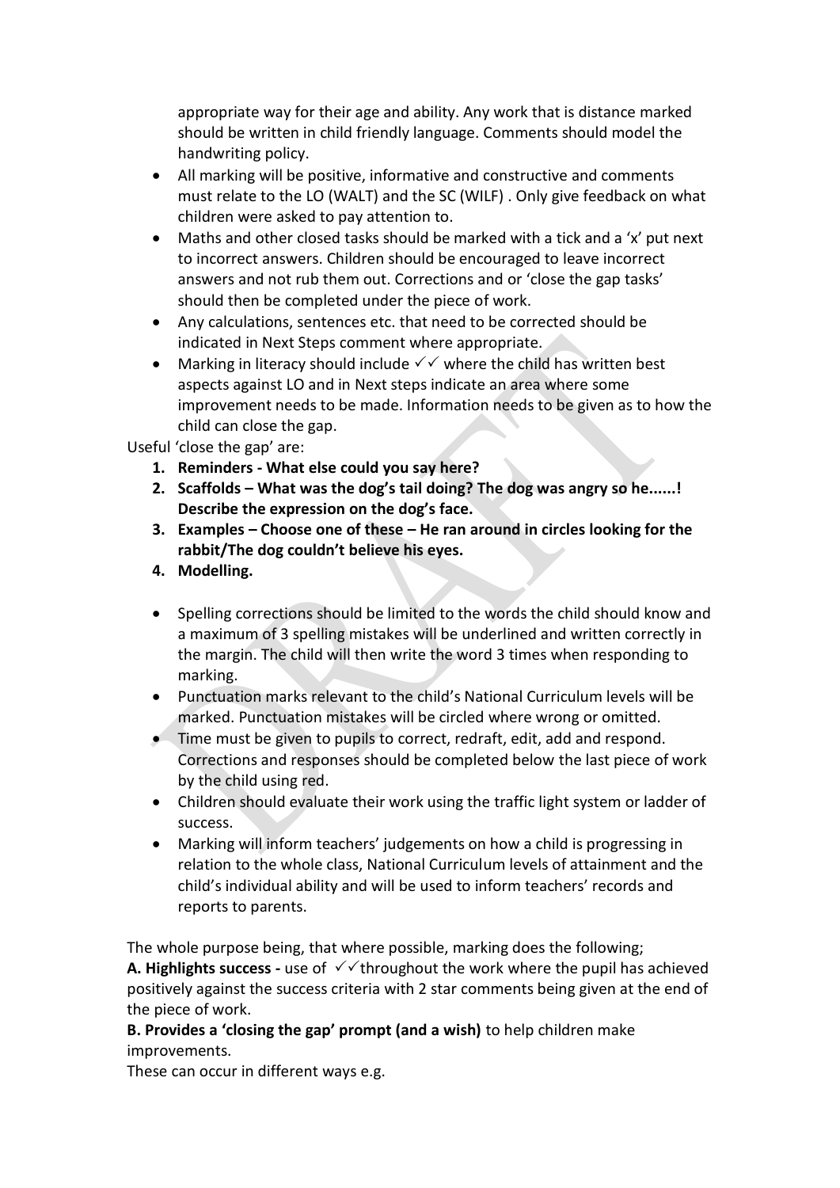appropriate way for their age and ability. Any work that is distance marked should be written in child friendly language. Comments should model the handwriting policy.

- All marking will be positive, informative and constructive and comments must relate to the LO (WALT) and the SC (WILF) . Only give feedback on what children were asked to pay attention to.
- Maths and other closed tasks should be marked with a tick and a 'x' put next to incorrect answers. Children should be encouraged to leave incorrect answers and not rub them out. Corrections and or 'close the gap tasks' should then be completed under the piece of work.
- Any calculations, sentences etc. that need to be corrected should be indicated in Next Steps comment where appropriate.
- Marking in literacy should include ✓✓ where the child has written best aspects against LO and in Next steps indicate an area where some improvement needs to be made. Information needs to be given as to how the child can close the gap.

Useful 'close the gap' are:

1. **Reminders - What else could you say here?**
2. **Scaffolds – What was the dog's tail doing? The dog was angry so he......! Describe the expression on the dog's face.**
3. **Examples – Choose one of these – He ran around in circles looking for the rabbit/The dog couldn't believe his eyes.**
4. **Modelling.**

- Spelling corrections should be limited to the words the child should know and a maximum of 3 spelling mistakes will be underlined and written correctly in the margin. The child will then write the word 3 times when responding to marking.
- Punctuation marks relevant to the child's National Curriculum levels will be marked. Punctuation mistakes will be circled where wrong or omitted.
- Time must be given to pupils to correct, redraft, edit, add and respond. Corrections and responses should be completed below the last piece of work by the child using red.
- Children should evaluate their work using the traffic light system or ladder of success.
- Marking will inform teachers' judgements on how a child is progressing in relation to the whole class, National Curriculum levels of attainment and the child's individual ability and will be used to inform teachers' records and reports to parents.

The whole purpose being, that where possible, marking does the following;

**A. Highlights success -** use of ✓✓throughout the work where the pupil has achieved positively against the success criteria with 2 star comments being given at the end of the piece of work.

**B. Provides a 'closing the gap' prompt (and a wish)** to help children make improvements.

These can occur in different ways e.g.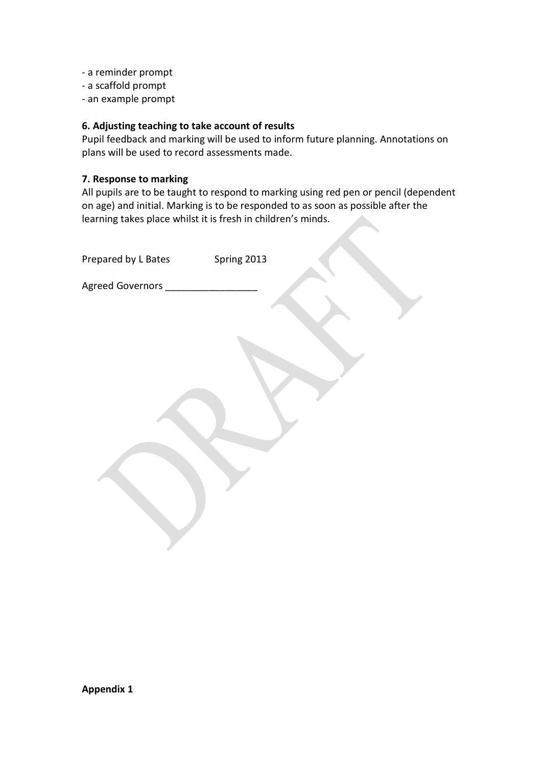- a reminder prompt
- a scaffold prompt
- an example prompt

**6. Adjusting teaching to take account of results**

Pupil feedback and marking will be used to inform future planning. Annotations on plans will be used to record assessments made.

**7. Response to marking**

All pupils are to be taught to respond to marking using red pen or pencil (dependent on age) and initial. Marking is to be responded to as soon as possible after the learning takes place whilst it is fresh in children's minds.

Prepared by L Bates Spring 2013

Agreed Governors _________________

**Appendix 1**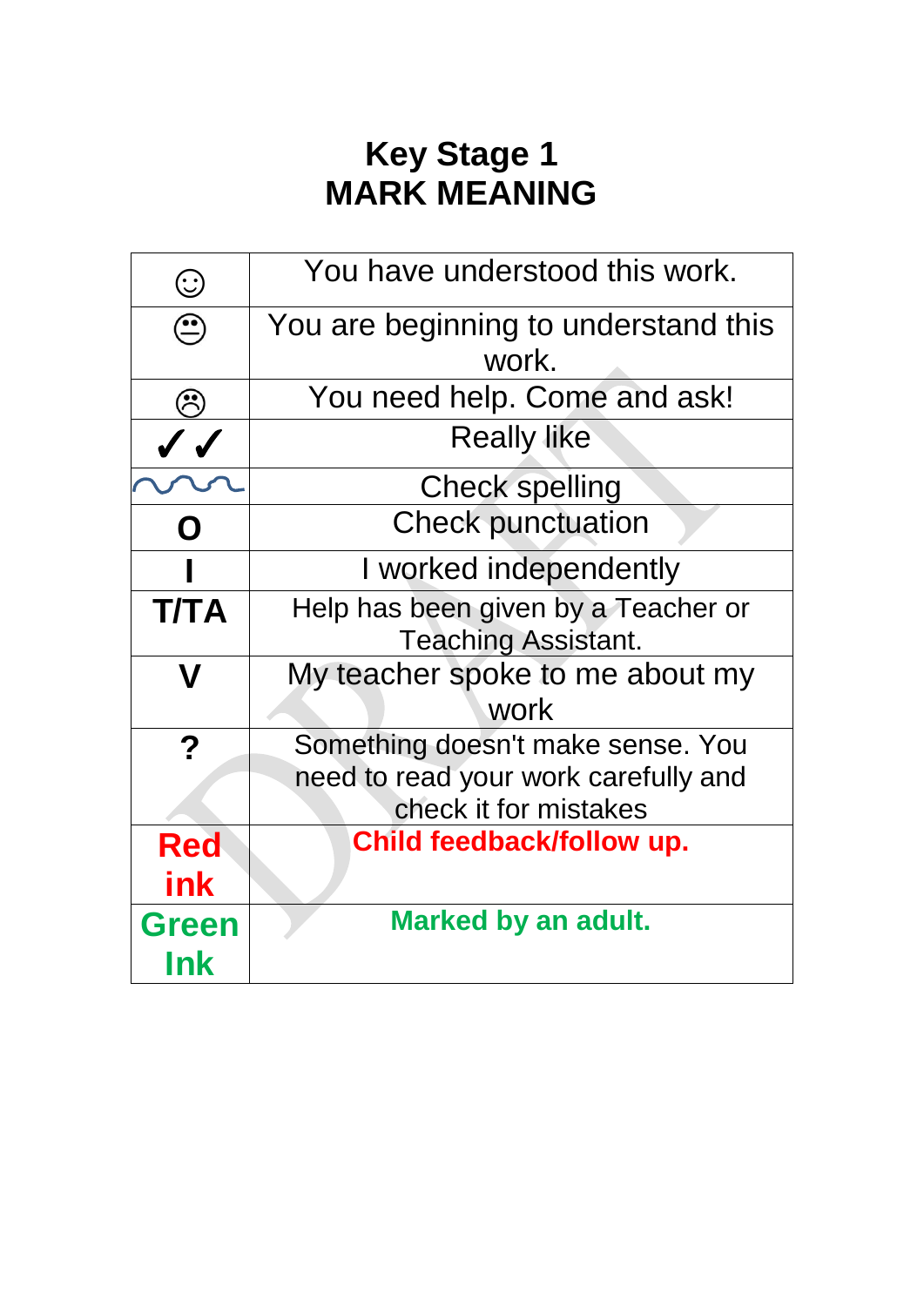# Key Stage 1
# MARK MEANING

| | |
|---|---|
| ☺ | You have understood this work. |
| 😐 | You are beginning to understand this work. |
| ☹ | You need help. Come and ask! |
| ✓✓ | Really like |
| ~~~~ | Check spelling |
| **O** | Check punctuation |
| **I** | I worked independently |
| **T/TA** | Help has been given by a Teacher or Teaching Assistant. |
| **V** | My teacher spoke to me about my work |
| **?** | Something doesn't make sense. You need to read your work carefully and check it for mistakes |
| **Red ink** | **Child feedback/follow up.** |
| **Green Ink** | **Marked by an adult.** |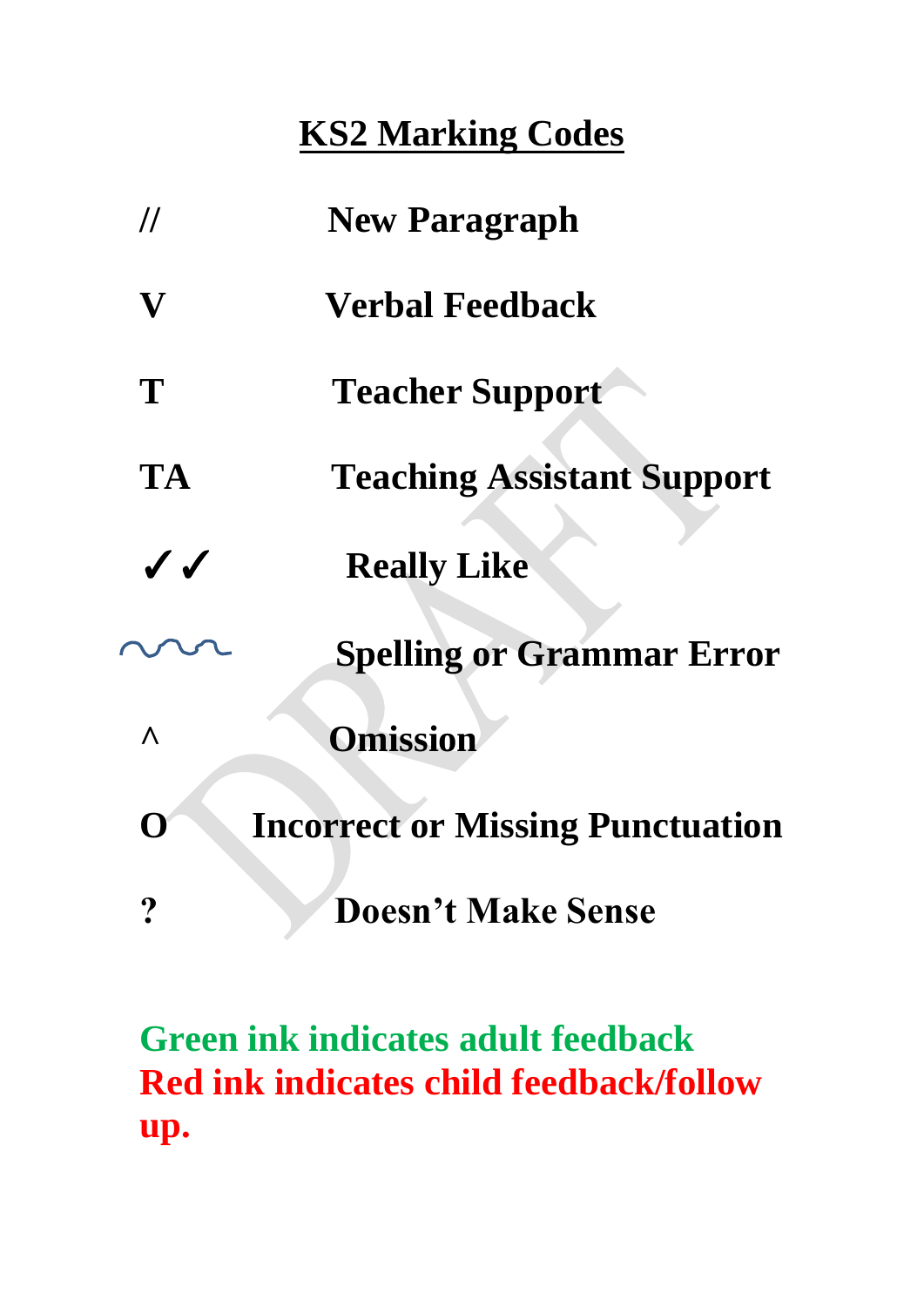# KS2 Marking Codes

| | |
|---|---|
| // | New Paragraph |
| V | Verbal Feedback |
| T | Teacher Support |
| TA | Teaching Assistant Support |
| ✓✓ | Really Like |
| ~~~ | Spelling or Grammar Error |
| ^ | Omission |
| O | Incorrect or Missing Punctuation |
| ? | Doesn't Make Sense |

**Green ink indicates adult feedback**

**Red ink indicates child feedback/follow up.**